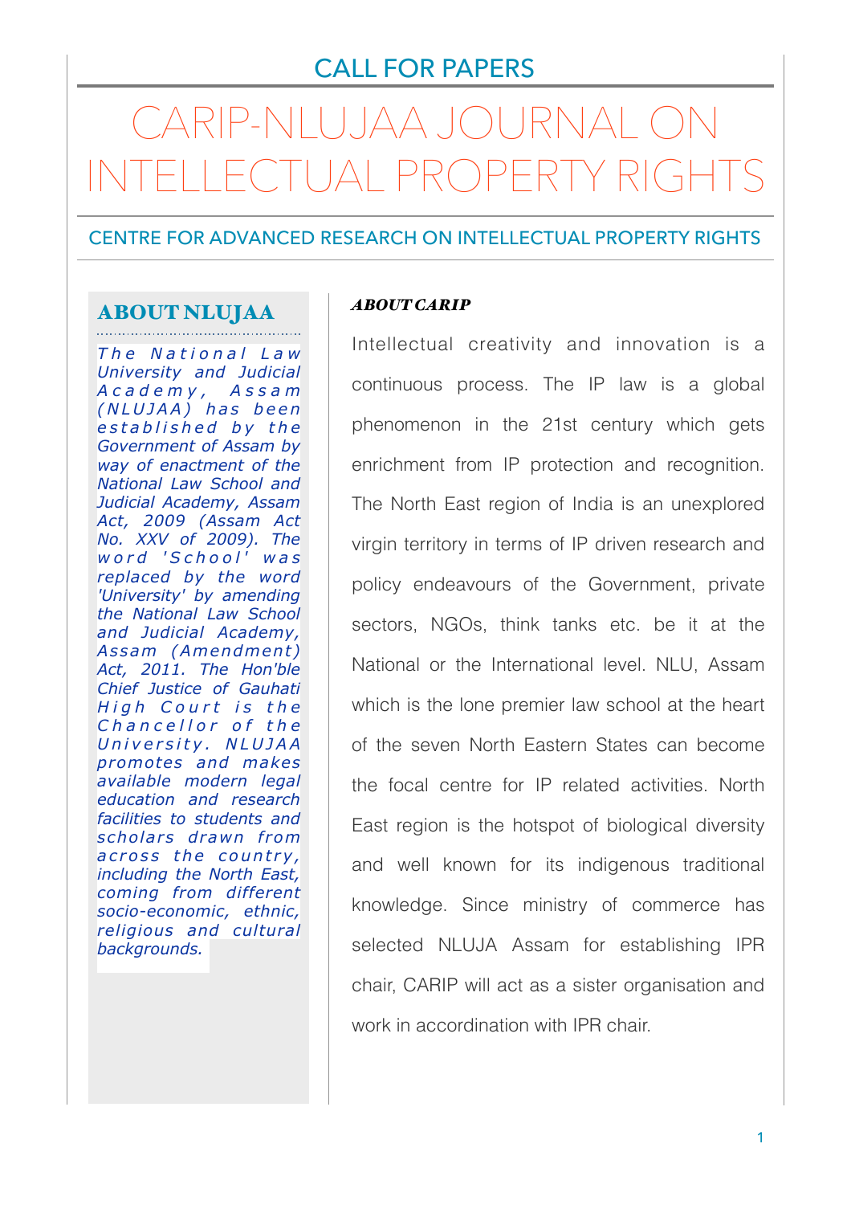CALL FOR PAPERS

# CARIP-NLUJAA JOURNAL ON INTELLECTUAL PROPERTY RIGHTS

## CENTRE FOR ADVANCED RESEARCH ON INTELLECTUAL PROPERTY RIGHTS

### ABOUT NLUJAA

*The National Law University and Judicial Academy, Assam (NLUJAA) has been established by the Government of Assam by way of enactment of the National Law School and Judicial Academy, Assam Act, 2009 (Assam Act No. XXV of 2009). The word 'School' was replaced by the word 'University' by amending the National Law School and Judicial Academy, Assam (Amendment) Act, 2011. The Hon'ble Chief Justice of Gauhati High Court is the Chancellor of the University. NLUJAA promotes and makes available modern legal education and research facilities to students and scholars drawn from across the country, including the North East, coming from different socio-economic, ethnic, religious and cultural backgrounds.*

### *ABOUT CARIP*

Intellectual creativity and innovation is a continuous process. The IP law is a global phenomenon in the 21st century which gets enrichment from IP protection and recognition. The North East region of India is an unexplored virgin territory in terms of IP driven research and policy endeavours of the Government, private sectors, NGOs, think tanks etc. be it at the National or the International level. NLU, Assam which is the lone premier law school at the heart of the seven North Eastern States can become the focal centre for IP related activities. North East region is the hotspot of biological diversity and well known for its indigenous traditional knowledge. Since ministry of commerce has selected NLUJA Assam for establishing IPR chair, CARIP will act as a sister organisation and work in accordination with IPR chair.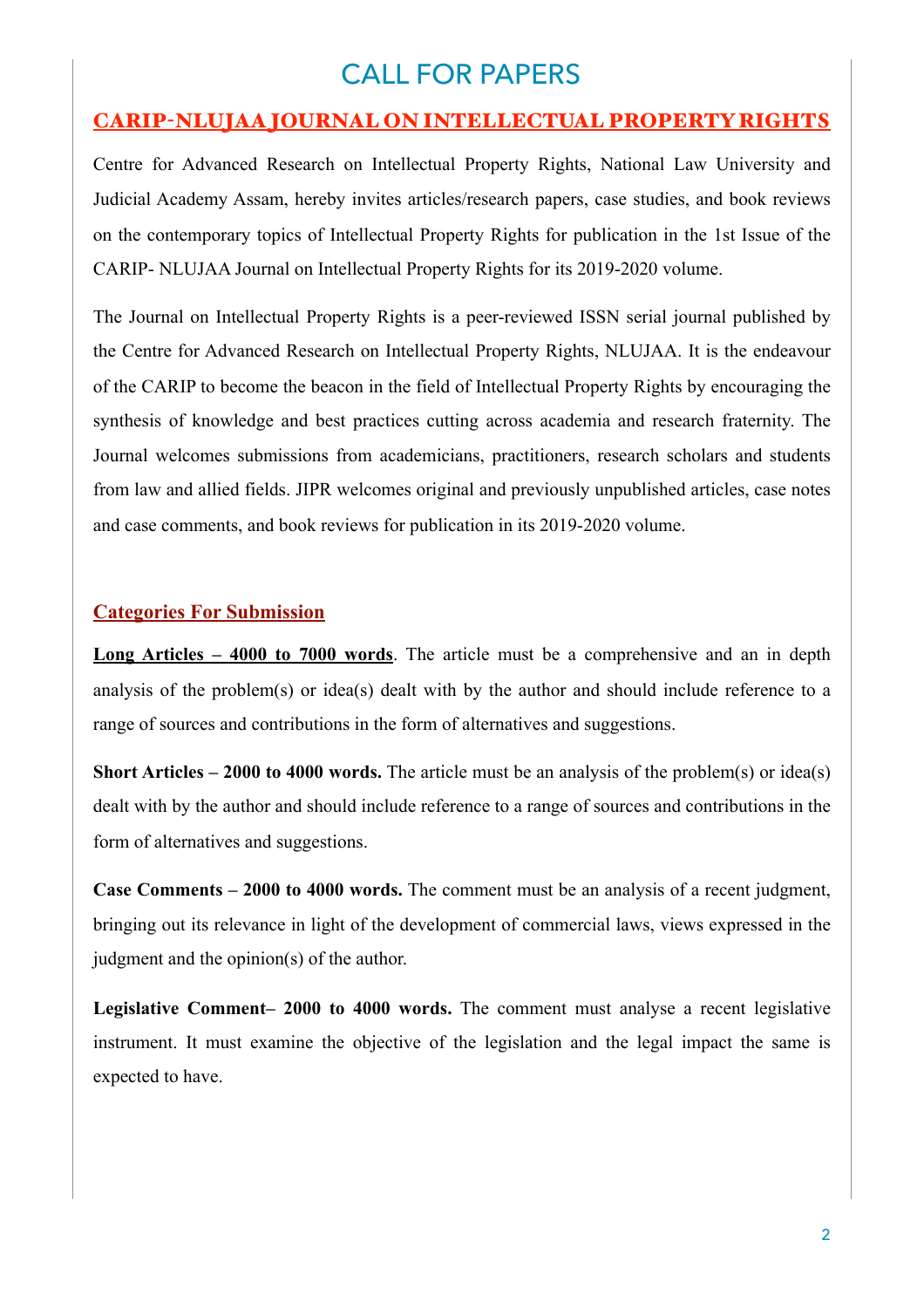# CALL FOR PAPERS

## CARIP-NLUJAA JOURNAL ON INTELLECTUAL PROPERTY RIGHTS

Centre for Advanced Research on Intellectual Property Rights, National Law University and Judicial Academy Assam, hereby invites articles/research papers, case studies, and book reviews on the contemporary topics of Intellectual Property Rights for publication in the 1st Issue of the CARIP- NLUJAA Journal on Intellectual Property Rights for its 2019-2020 volume.

The Journal on Intellectual Property Rights is a peer-reviewed ISSN serial journal published by the Centre for Advanced Research on Intellectual Property Rights, NLUJAA. It is the endeavour of the CARIP to become the beacon in the field of Intellectual Property Rights by encouraging the synthesis of knowledge and best practices cutting across academia and research fraternity. The Journal welcomes submissions from academicians, practitioners, research scholars and students from law and allied fields. JIPR welcomes original and previously unpublished articles, case notes and case comments, and book reviews for publication in its 2019-2020 volume.

### Categories For Submission

**Long Articles – 4000 to 7000 words**. The article must be a comprehensive and an in depth analysis of the problem(s) or idea(s) dealt with by the author and should include reference to a range of sources and contributions in the form of alternatives and suggestions.

**Short Articles – 2000 to 4000 words.** The article must be an analysis of the problem(s) or idea(s) dealt with by the author and should include reference to a range of sources and contributions in the form of alternatives and suggestions.

**Case Comments – 2000 to 4000 words.** The comment must be an analysis of a recent judgment, bringing out its relevance in light of the development of commercial laws, views expressed in the judgment and the opinion(s) of the author.

**Legislative Comment– 2000 to 4000 words.** The comment must analyse a recent legislative instrument. It must examine the objective of the legislation and the legal impact the same is expected to have.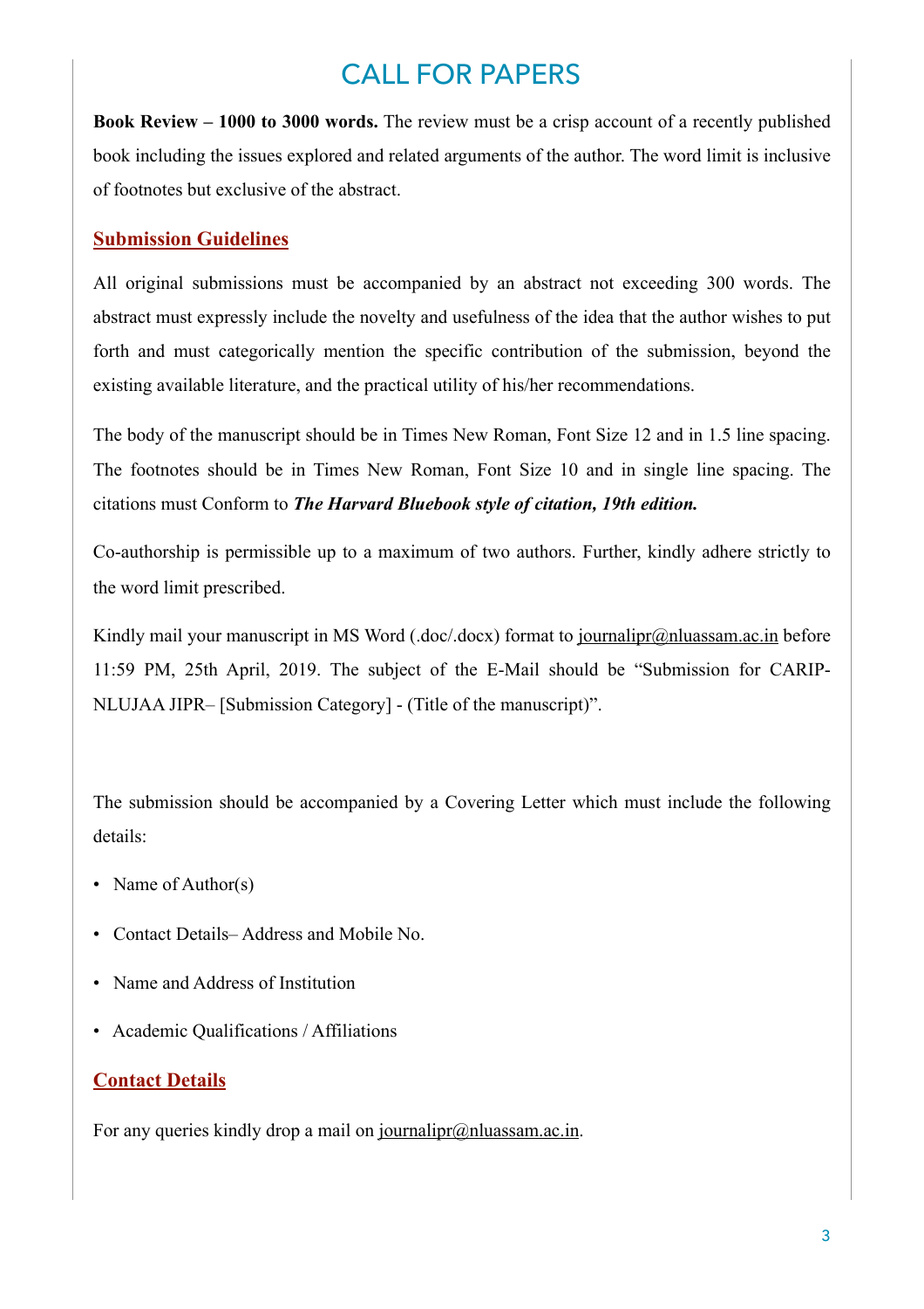# CALL FOR PAPERS

**Book Review – 1000 to 3000 words.** The review must be a crisp account of a recently published book including the issues explored and related arguments of the author. The word limit is inclusive of footnotes but exclusive of the abstract.

## Submission Guidelines

All original submissions must be accompanied by an abstract not exceeding 300 words. The abstract must expressly include the novelty and usefulness of the idea that the author wishes to put forth and must categorically mention the specific contribution of the submission, beyond the existing available literature, and the practical utility of his/her recommendations.

The body of the manuscript should be in Times New Roman, Font Size 12 and in 1.5 line spacing. The footnotes should be in Times New Roman, Font Size 10 and in single line spacing. The citations must Conform to ***The Harvard Bluebook style of citation, 19th edition.***

Co-authorship is permissible up to a maximum of two authors. Further, kindly adhere strictly to the word limit prescribed.

Kindly mail your manuscript in MS Word (.doc/.docx) format to journalipr@nluassam.ac.in before 11:59 PM, 25th April, 2019. The subject of the E-Mail should be "Submission for CARIP-NLUJAA JIPR– [Submission Category] - (Title of the manuscript)".

The submission should be accompanied by a Covering Letter which must include the following details:

- Name of Author(s)
- Contact Details– Address and Mobile No.
- Name and Address of Institution
- Academic Qualifications / Affiliations

## Contact Details

For any queries kindly drop a mail on journalipr@nluassam.ac.in.